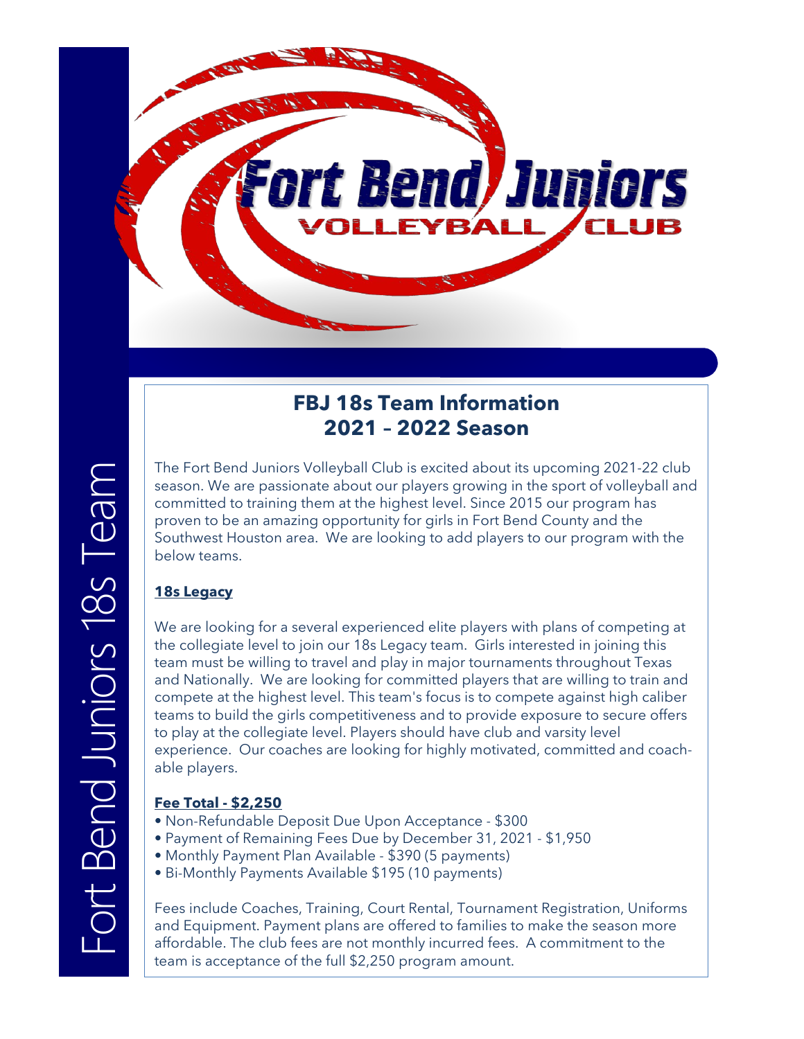Fort Bend Juniors Volleyball Club

Fort Bend Juniors 18s Team

## FBJ 18s Team Information
## 2021 – 2022 Season

The Fort Bend Juniors Volleyball Club is excited about its upcoming 2021-22 club season. We are passionate about our players growing in the sport of volleyball and committed to training them at the highest level. Since 2015 our program has proven to be an amazing opportunity for girls in Fort Bend County and the Southwest Houston area. We are looking to add players to our program with the below teams.

### 18s Legacy

We are looking for a several experienced elite players with plans of competing at the collegiate level to join our 18s Legacy team. Girls interested in joining this team must be willing to travel and play in major tournaments throughout Texas and Nationally. We are looking for committed players that are willing to train and compete at the highest level. This team's focus is to compete against high caliber teams to build the girls competitiveness and to provide exposure to secure offers to play at the collegiate level. Players should have club and varsity level experience. Our coaches are looking for highly motivated, committed and coach-able players.

**Fee Total - $2,250**

- Non-Refundable Deposit Due Upon Acceptance - $300
- Payment of Remaining Fees Due by December 31, 2021 - $1,950
- Monthly Payment Plan Available - $390 (5 payments)
- Bi-Monthly Payments Available $195 (10 payments)

Fees include Coaches, Training, Court Rental, Tournament Registration, Uniforms and Equipment. Payment plans are offered to families to make the season more affordable. The club fees are not monthly incurred fees. A commitment to the team is acceptance of the full $2,250 program amount.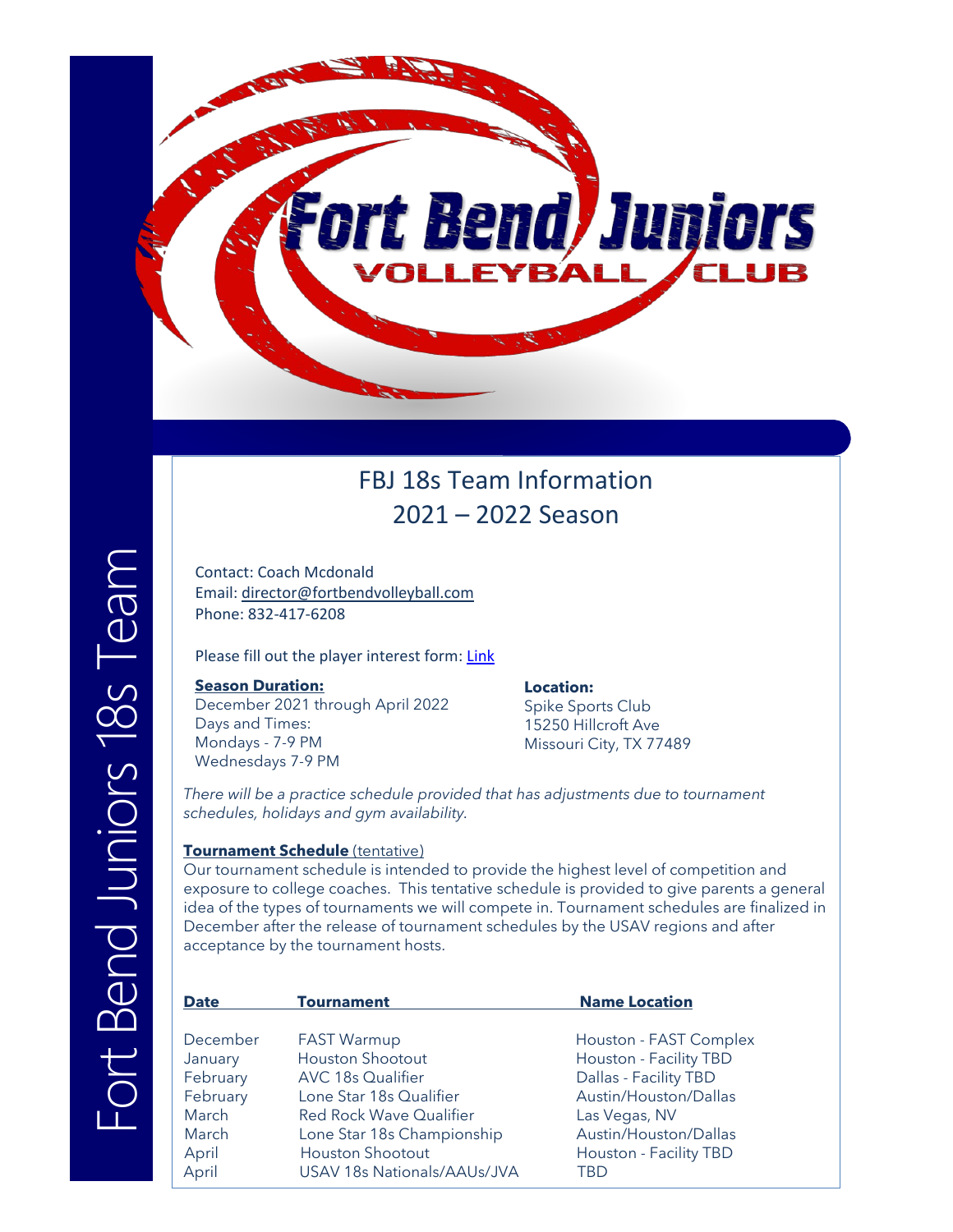Fort Bend Juniors
VOLLEYBALL CLUB

Fort Bend Juniors 18s Team

## FBJ 18s Team Information
## 2021 – 2022 Season

Contact: Coach Mcdonald
Email: director@fortbendvolleyball.com
Phone: 832-417-6208

Please fill out the player interest form: Link

**Season Duration:**
December 2021 through April 2022
Days and Times:
Mondays - 7-9 PM
Wednesdays 7-9 PM

**Location:**
Spike Sports Club
15250 Hillcroft Ave
Missouri City, TX 77489

*There will be a practice schedule provided that has adjustments due to tournament schedules, holidays and gym availability.*

**Tournament Schedule** (tentative)
Our tournament schedule is intended to provide the highest level of competition and exposure to college coaches. This tentative schedule is provided to give parents a general idea of the types of tournaments we will compete in. Tournament schedules are finalized in December after the release of tournament schedules by the USAV regions and after acceptance by the tournament hosts.

| Date | Tournament | Name Location |
| --- | --- | --- |
| December | FAST Warmup | Houston - FAST Complex |
| January | Houston Shootout | Houston - Facility TBD |
| February | AVC 18s Qualifier | Dallas - Facility TBD |
| February | Lone Star 18s Qualifier | Austin/Houston/Dallas |
| March | Red Rock Wave Qualifier | Las Vegas, NV |
| March | Lone Star 18s Championship | Austin/Houston/Dallas |
| April | Houston Shootout | Houston - Facility TBD |
| April | USAV 18s Nationals/AAUs/JVA | TBD |